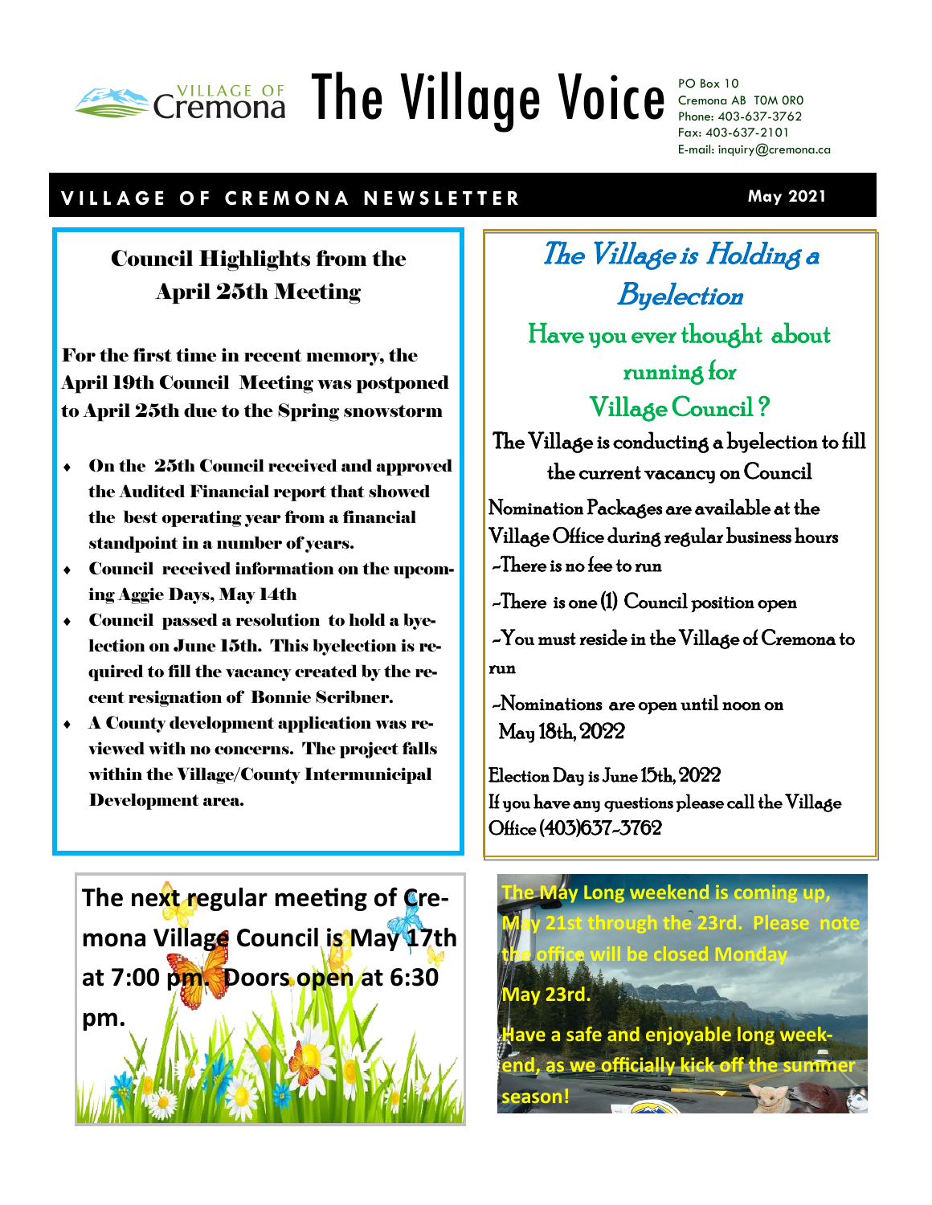VILLAGE OF Cremona

# The Village Voice

PO Box 10
Cremona AB T0M 0R0
Phone: 403-637-3762
Fax: 403-637-2101
E-mail: inquiry@cremona.ca

**VILLAGE OF CREMONA NEWSLETTER** — **May 2021**

## Council Highlights from the April 25th Meeting

**For the first time in recent memory, the April 19th Council Meeting was postponed to April 25th due to the Spring snowstorm**

- **On the 25th Council received and approved the Audited Financial report that showed the best operating year from a financial standpoint in a number of years.**
- **Council received information on the upcoming Aggie Days, May 14th**
- **Council passed a resolution to hold a byelection on June 15th. This byelection is required to fill the vacancy created by the recent resignation of Bonnie Scribner.**
- **A County development application was reviewed with no concerns. The project falls within the Village/County Intermunicipal Development area.**

## *The Village is Holding a Byelection*

### Have you ever thought about running for Village Council?

The Village is conducting a byelection to fill the current vacancy on Council

Nomination Packages are available at the Village Office during regular business hours

-There is no fee to run

-There is one (1) Council position open

-You must reside in the Village of Cremona to run

-Nominations are open until noon on May 18th, 2022

Election Day is June 15th, 2022

If you have any questions please call the Village Office (403)637-3762

**The next regular meeting of Cremona Village Council is May 17th at 7:00 pm. Doors open at 6:30 pm.**

**The May Long weekend is coming up, May 21st through the 23rd. Please note the office will be closed Monday May 23rd.**

**Have a safe and enjoyable long weekend, as we officially kick off the summer season!**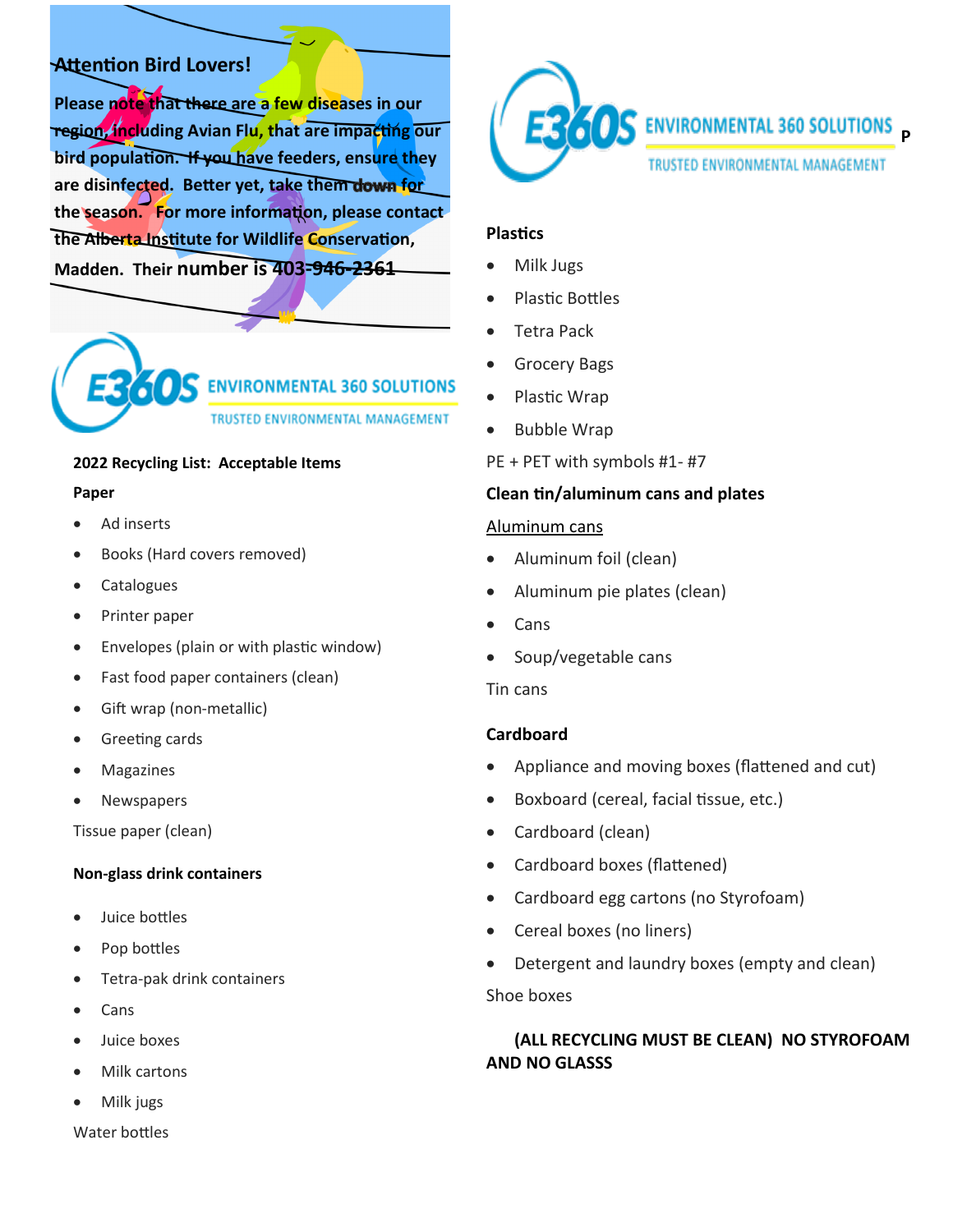## Attention Bird Lovers!

**Please note that there are a few diseases in our region, including Avian Flu, that are impacting our bird population. If you have feeders, ensure they are disinfected. Better yet, take them down for the season. For more information, please contact the Alberta Institute for Wildlife Conservation, Madden. Their number is 403-946-2361**

E360S ENVIRONMENTAL 360 SOLUTIONS

TRUSTED ENVIRONMENTAL MANAGEMENT

**2022 Recycling List: Acceptable Items**

**Paper**

- Ad inserts
- Books (Hard covers removed)
- Catalogues
- Printer paper
- Envelopes (plain or with plastic window)
- Fast food paper containers (clean)
- Gift wrap (non-metallic)
- Greeting cards
- Magazines
- Newspapers

Tissue paper (clean)

**Non-glass drink containers**

- Juice bottles
- Pop bottles
- Tetra-pak drink containers
- Cans
- Juice boxes
- Milk cartons
- Milk jugs

Water bottles

E360S ENVIRONMENTAL 360 SOLUTIONS P

TRUSTED ENVIRONMENTAL MANAGEMENT

**Plastics**

- Milk Jugs
- Plastic Bottles
- Tetra Pack
- Grocery Bags
- Plastic Wrap
- Bubble Wrap

PE + PET with symbols #1- #7

**Clean tin/aluminum cans and plates**

Aluminum cans

- Aluminum foil (clean)
- Aluminum pie plates (clean)
- Cans
- Soup/vegetable cans

Tin cans

**Cardboard**

- Appliance and moving boxes (flattened and cut)
- Boxboard (cereal, facial tissue, etc.)
- Cardboard (clean)
- Cardboard boxes (flattened)
- Cardboard egg cartons (no Styrofoam)
- Cereal boxes (no liners)
- Detergent and laundry boxes (empty and clean)

Shoe boxes

**(ALL RECYCLING MUST BE CLEAN) NO STYROFOAM AND NO GLASSS**